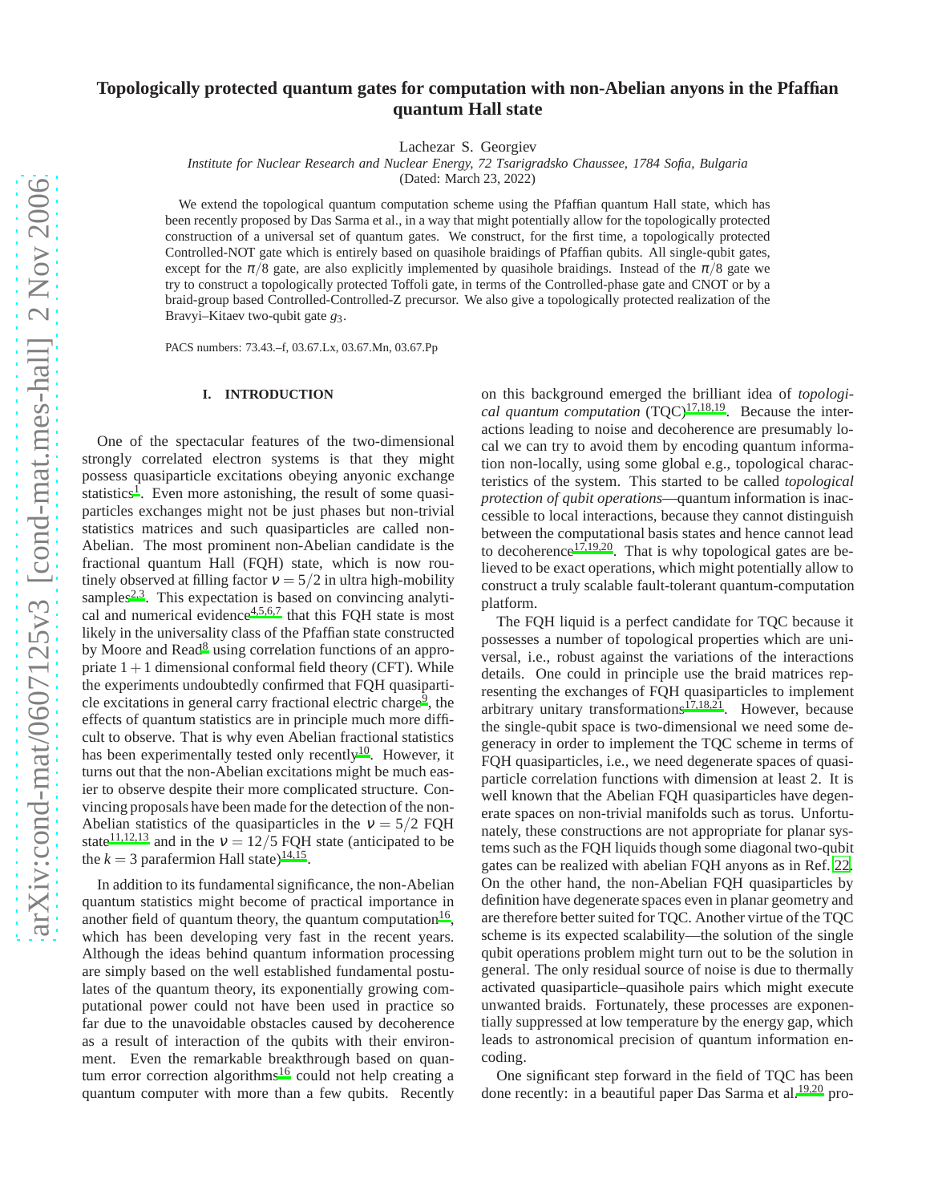# Topologically protected quantum gates for computation with non-Abelian anyons in the Pfaffian quantum Hall state

Lachezar S. Georgiev

*Institute for Nuclear Research and Nuclear Energy, 72 Tsarigradsko Chaussee, 1784 Sofia, Bulgaria*

(Dated: March 23, 2022)

We extend the topological quantum computation scheme using the Pfaffian quantum Hall state, which has been recently proposed by Das Sarma et al., in a way that might potentially allow for the topologically protected construction of a universal set of quantum gates. We construct, for the first time, a topologically protected Controlled-NOT gate which is entirely based on quasihole braidings of Pfaffian qubits. All single-qubit gates, except for the $\pi/8$ gate, are also explicitly implemented by quasihole braidings. Instead of the $\pi/8$ gate we try to construct a topologically protected Toffoli gate, in terms of the Controlled-phase gate and CNOT or by a braid-group based Controlled-Controlled-Z precursor. We also give a topologically protected realization of the Bravyi–Kitaev two-qubit gate $g_3$.

PACS numbers: 73.43.–f, 03.67.Lx, 03.67.Mn, 03.67.Pp

## I. INTRODUCTION

One of the spectacular features of the two-dimensional strongly correlated electron systems is that they might possess quasiparticle excitations obeying anyonic exchange statistics[1]. Even more astonishing, the result of some quasiparticles exchanges might not be just phases but non-trivial statistics matrices and such quasiparticles are called non-Abelian. The most prominent non-Abelian candidate is the fractional quantum Hall (FQH) state, which is now routinely observed at filling factor $\nu = 5/2$ in ultra high-mobility samples[2,3]. This expectation is based on convincing analytical and numerical evidence[4,5,6,7] that this FQH state is most likely in the universality class of the Pfaffian state constructed by Moore and Read[8] using correlation functions of an appropriate $1+1$ dimensional conformal field theory (CFT). While the experiments undoubtedly confirmed that FQH quasiparticle excitations in general carry fractional electric charge[9], the effects of quantum statistics are in principle much more difficult to observe. That is why even Abelian fractional statistics has been experimentally tested only recently[10]. However, it turns out that the non-Abelian excitations might be much easier to observe despite their more complicated structure. Convincing proposals have been made for the detection of the non-Abelian statistics of the quasiparticles in the $\nu = 5/2$ FQH state[11,12,13] and in the $\nu = 12/5$ FQH state (anticipated to be the $k = 3$ parafermion Hall state)[14,15].

In addition to its fundamental significance, the non-Abelian quantum statistics might become of practical importance in another field of quantum theory, the quantum computation[16], which has been developing very fast in the recent years. Although the ideas behind quantum information processing are simply based on the well established fundamental postulates of the quantum theory, its exponentially growing computational power could not have been used in practice so far due to the unavoidable obstacles caused by decoherence as a result of interaction of the qubits with their environment. Even the remarkable breakthrough based on quantum error correction algorithms[16] could not help creating a quantum computer with more than a few qubits. Recently on this background emerged the brilliant idea of *topological quantum computation* (TQC)[17,18,19]. Because the interactions leading to noise and decoherence are presumably local we can try to avoid them by encoding quantum information non-locally, using some global e.g., topological characteristics of the system. This started to be called *topological protection of qubit operations*—quantum information is inaccessible to local interactions, because they cannot distinguish between the computational basis states and hence cannot lead to decoherence[17,19,20]. That is why topological gates are believed to be exact operations, which might potentially allow to construct a truly scalable fault-tolerant quantum-computation platform.

The FQH liquid is a perfect candidate for TQC because it possesses a number of topological properties which are universal, i.e., robust against the variations of the interactions details. One could in principle use the braid matrices representing the exchanges of FQH quasiparticles to implement arbitrary unitary transformations[17,18,21]. However, because the single-qubit space is two-dimensional we need some degeneracy in order to implement the TQC scheme in terms of FQH quasiparticles, i.e., we need degenerate spaces of quasiparticle correlation functions with dimension at least 2. It is well known that the Abelian FQH quasiparticles have degenerate spaces on non-trivial manifolds such as torus. Unfortunately, these constructions are not appropriate for planar systems such as the FQH liquids though some diagonal two-qubit gates can be realized with abelian FQH anyons as in Ref. [22]. On the other hand, the non-Abelian FQH quasiparticles by definition have degenerate spaces even in planar geometry and are therefore better suited for TQC. Another virtue of the TQC scheme is its expected scalability—the solution of the single qubit operations problem might turn out to be the solution in general. The only residual source of noise is due to thermally activated quasiparticle–quasihole pairs which might execute unwanted braids. Fortunately, these processes are exponentially suppressed at low temperature by the energy gap, which leads to astronomical precision of quantum information encoding.

One significant step forward in the field of TQC has been done recently: in a beautiful paper Das Sarma et al.[19,20] pro-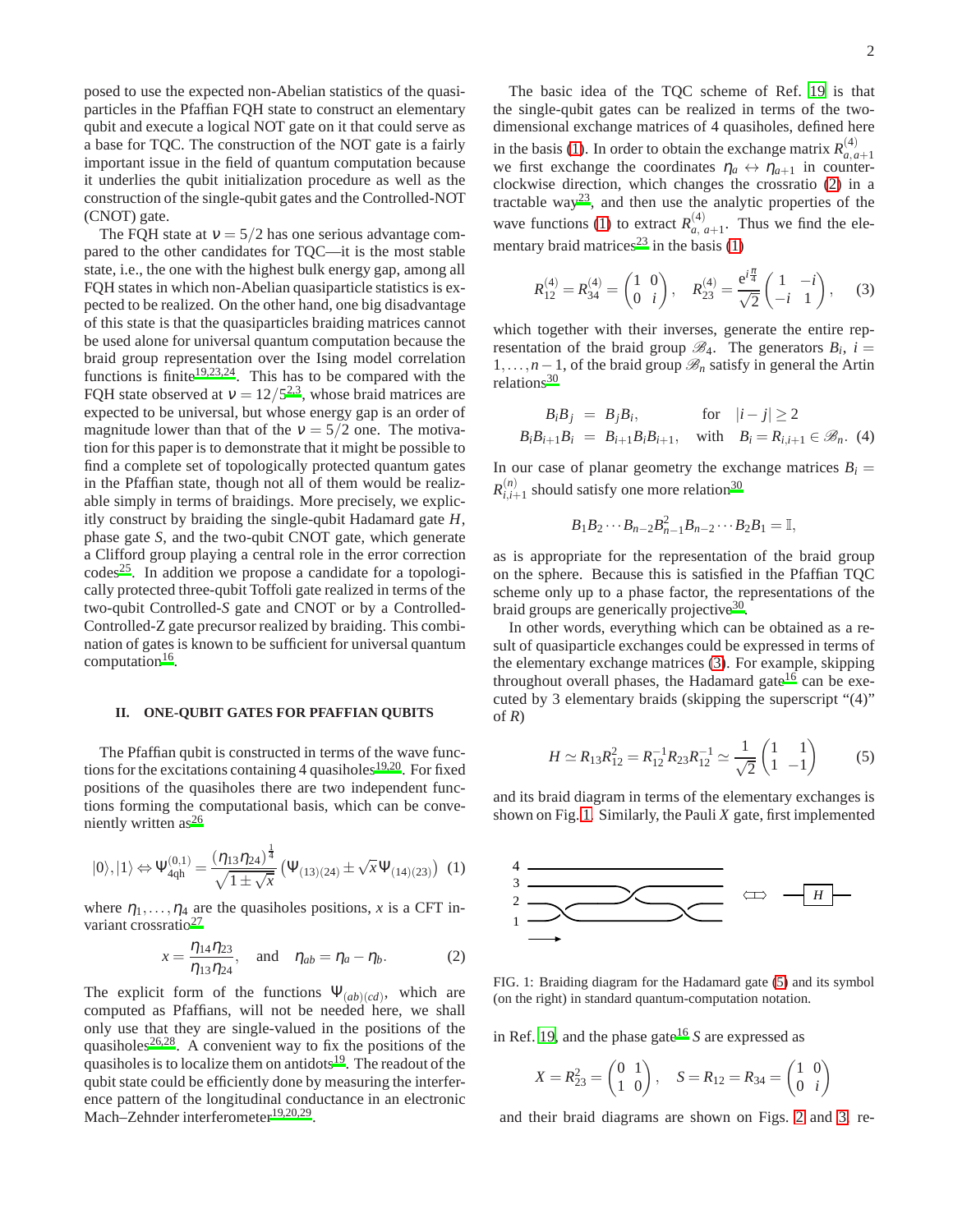posed to use the expected non-Abelian statistics of the quasiparticles in the Pfaffian FQH state to construct an elementary qubit and execute a logical NOT gate on it that could serve as a base for TQC. The construction of the NOT gate is a fairly important issue in the field of quantum computation because it underlies the qubit initialization procedure as well as the construction of the single-qubit gates and the Controlled-NOT (CNOT) gate.

The FQH state at $\nu = 5/2$ has one serious advantage compared to the other candidates for TQC—it is the most stable state, i.e., the one with the highest bulk energy gap, among all FQH states in which non-Abelian quasiparticle statistics is expected to be realized. On the other hand, one big disadvantage of this state is that the quasiparticles braiding matrices cannot be used alone for universal quantum computation because the braid group representation over the Ising model correlation functions is finite[19,23,24]. This has to be compared with the FQH state observed at $\nu = 12/5$[2,3], whose braid matrices are expected to be universal, but whose energy gap is an order of magnitude lower than that of the $\nu = 5/2$ one. The motivation for this paper is to demonstrate that it might be possible to find a complete set of topologically protected quantum gates in the Pfaffian state, though not all of them would be realizable simply in terms of braidings. More precisely, we explicitly construct by braiding the single-qubit Hadamard gate $H$, phase gate $S$, and the two-qubit CNOT gate, which generate a Clifford group playing a central role in the error correction codes[25]. In addition we propose a candidate for a topologically protected three-qubit Toffoli gate realized in terms of the two-qubit Controlled-$S$ gate and CNOT or by a Controlled-Controlled-Z gate precursor realized by braiding. This combination of gates is known to be sufficient for universal quantum computation[16].

## II. ONE-QUBIT GATES FOR PFAFFIAN QUBITS

The Pfaffian qubit is constructed in terms of the wave functions for the excitations containing 4 quasiholes[19,20]. For fixed positions of the quasiholes there are two independent functions forming the computational basis, which can be conveniently written as[26]

$$|0\rangle, |1\rangle \Leftrightarrow \Psi^{(0,1)}_{4\mathrm{qh}} = \frac{(\eta_{13}\eta_{24})^{\frac{1}{4}}}{\sqrt{1\pm\sqrt{x}}}\left(\Psi_{(13)(24)} \pm \sqrt{x}\,\Psi_{(14)(23)}\right) \quad (1)$$

where $\eta_1, \ldots, \eta_4$ are the quasiholes positions, $x$ is a CFT invariant crossratio[27]

$$x = \frac{\eta_{14}\eta_{23}}{\eta_{13}\eta_{24}}, \quad \text{and} \quad \eta_{ab} = \eta_a - \eta_b. \quad (2)$$

The explicit form of the functions $\Psi_{(ab)(cd)}$, which are computed as Pfaffians, will not be needed here, we shall only use that they are single-valued in the positions of the quasiholes[26,28]. A convenient way to fix the positions of the quasiholes is to localize them on antidots[19]. The readout of the qubit state could be efficiently done by measuring the interference pattern of the longitudinal conductance in an electronic Mach–Zehnder interferometer[19,20,29].

The basic idea of the TQC scheme of Ref. [19] is that the single-qubit gates can be realized in terms of the two-dimensional exchange matrices of 4 quasiholes, defined here in the basis (1). In order to obtain the exchange matrix $R^{(4)}_{a,a+1}$ we first exchange the coordinates $\eta_a \leftrightarrow \eta_{a+1}$ in counterclockwise direction, which changes the crossratio (2) in a tractable way[23], and then use the analytic properties of the wave functions (1) to extract $R^{(4)}_{a,\,a+1}$. Thus we find the elementary braid matrices[23] in the basis (1)

$$R^{(4)}_{12} = R^{(4)}_{34} = \begin{pmatrix} 1 & 0 \\ 0 & i \end{pmatrix}, \quad R^{(4)}_{23} = \frac{e^{i\frac{\pi}{4}}}{\sqrt{2}}\begin{pmatrix} 1 & -i \\ -i & 1 \end{pmatrix}, \quad (3)$$

which together with their inverses, generate the entire representation of the braid group $\mathscr{B}_4$. The generators $B_i$, $i = 1, \ldots, n-1$, of the braid group $\mathscr{B}_n$ satisfy in general the Artin relations[30]

$$\begin{aligned} B_iB_j &= B_jB_i, & \text{for} \quad |i-j| \geq 2 \\ B_iB_{i+1}B_i &= B_{i+1}B_iB_{i+1}, & \text{with} \quad B_i = R_{i,i+1} \in \mathscr{B}_n. \end{aligned} \quad (4)$$

In our case of planar geometry the exchange matrices $B_i = R^{(n)}_{i,i+1}$ should satisfy one more relation[30]

$$B_1B_2\cdots B_{n-2}B^2_{n-1}B_{n-2}\cdots B_2B_1 = \mathbb{I},$$

as is appropriate for the representation of the braid group on the sphere. Because this is satisfied in the Pfaffian TQC scheme only up to a phase factor, the representations of the braid groups are generically projective[30].

In other words, everything which can be obtained as a result of quasiparticle exchanges could be expressed in terms of the elementary exchange matrices (3). For example, skipping throughout overall phases, the Hadamard gate[16] can be executed by 3 elementary braids (skipping the superscript "(4)" of $R$)

$$H \simeq R_{13}R^2_{12} = R^{-1}_{12}R_{23}R^{-1}_{12} \simeq \frac{1}{\sqrt{2}}\begin{pmatrix} 1 & 1 \\ 1 & -1 \end{pmatrix} \quad (5)$$

and its braid diagram in terms of the elementary exchanges is shown on Fig. 1. Similarly, the Pauli $X$ gate, first implemented

FIG. 1: Braiding diagram for the Hadamard gate (5) and its symbol (on the right) in standard quantum-computation notation.

in Ref. [19], and the phase gate[16] $S$ are expressed as

$$X = R^2_{23} = \begin{pmatrix} 0 & 1 \\ 1 & 0 \end{pmatrix}, \quad S = R_{12} = R_{34} = \begin{pmatrix} 1 & 0 \\ 0 & i \end{pmatrix}$$

and their braid diagrams are shown on Figs. 2 and 3, re-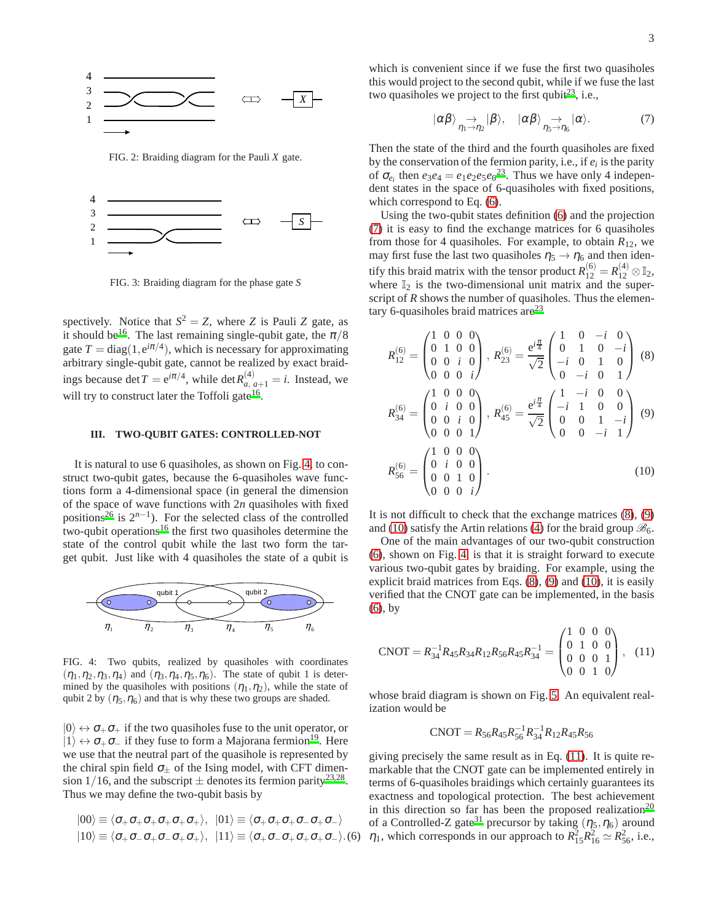FIG. 2: Braiding diagram for the Pauli $X$ gate.

FIG. 3: Braiding diagram for the phase gate $S$

spectively. Notice that $S^2 = Z$, where $Z$ is Pauli $Z$ gate, as it should be[16]. The last remaining single-qubit gate, the $\pi/8$ gate $T = \mathrm{diag}(1, e^{i\pi/4})$, which is necessary for approximating arbitrary single-qubit gate, cannot be realized by exact braidings because $\det T = e^{i\pi/4}$, while $\det R^{(4)}_{a,\,a+1} = i$. Instead, we will try to construct later the Toffoli gate[16].

## III. TWO-QUBIT GATES: CONTROLLED-NOT

It is natural to use 6 quasiholes, as shown on Fig. 4, to construct two-qubit gates, because the 6-quasiholes wave functions form a 4-dimensional space (in general the dimension of the space of wave functions with $2n$ quasiholes with fixed positions[26] is $2^{n-1}$). For the selected class of the controlled two-qubit operations[16] the first two quasiholes determine the state of the control qubit while the last two form the target qubit. Just like with 4 quasiholes the state of a qubit is

FIG. 4: Two qubits, realized by quasiholes with coordinates $(\eta_1, \eta_2, \eta_3, \eta_4)$ and $(\eta_3, \eta_4, \eta_5, \eta_6)$. The state of qubit 1 is determined by the quasiholes with positions $(\eta_1, \eta_2)$, while the state of qubit 2 by $(\eta_5, \eta_6)$ and that is why these two groups are shaded.

$|0\rangle \leftrightarrow \sigma_+\sigma_+$ if the two quasiholes fuse to the unit operator, or $|1\rangle \leftrightarrow \sigma_+\sigma_-$ if they fuse to form a Majorana fermion[19]. Here we use that the neutral part of the quasihole is represented by the chiral spin field $\sigma_\pm$ of the Ising model, with CFT dimension $1/16$, and the subscript $\pm$ denotes its fermion parity[23,28]. Thus we may define the two-qubit basis by

$$
|00\rangle \equiv \langle \sigma_+\sigma_+\sigma_+\sigma_+\sigma_+\sigma_+\rangle, \quad |01\rangle \equiv \langle \sigma_+\sigma_+\sigma_+\sigma_-\sigma_+\sigma_-\rangle
$$
$$
|10\rangle \equiv \langle \sigma_+\sigma_-\sigma_+\sigma_-\sigma_+\sigma_+\rangle, \quad |11\rangle \equiv \langle \sigma_+\sigma_-\sigma_+\sigma_+\sigma_+\sigma_-\rangle. \quad (6)
$$

which is convenient since if we fuse the first two quasiholes this would project to the second qubit, while if we fuse the last two quasiholes we project to the first qubit[23], i.e.,

$$
|\alpha\beta\rangle \underset{\eta_1\to\eta_2}{\to} |\beta\rangle, \quad |\alpha\beta\rangle \underset{\eta_5\to\eta_6}{\to} |\alpha\rangle. \quad (7)
$$

Then the state of the third and the fourth quasiholes are fixed by the conservation of the fermion parity, i.e., if $e_i$ is the parity of $\sigma_{e_i}$ then $e_3 e_4 = e_1 e_2 e_5 e_6$[23]. Thus we have only 4 independent states in the space of 6-quasiholes with fixed positions, which correspond to Eq. (6).

Using the two-qubit states definition (6) and the projection (7) it is easy to find the exchange matrices for 6 quasiholes from those for 4 quasiholes. For example, to obtain $R_{12}$, we may first fuse the last two quasiholes $\eta_5 \to \eta_6$ and then identify this braid matrix with the tensor product $R^{(6)}_{12} = R^{(4)}_{12} \otimes \mathbb{I}_2$, where $\mathbb{I}_2$ is the two-dimensional unit matrix and the superscript of $R$ shows the number of quasiholes. Thus the elementary 6-quasiholes braid matrices are[23]

$$
R^{(6)}_{12} = \begin{pmatrix} 1 & 0 & 0 & 0 \\ 0 & 1 & 0 & 0 \\ 0 & 0 & i & 0 \\ 0 & 0 & 0 & i \end{pmatrix}, \ R^{(6)}_{23} = \frac{e^{i\frac{\pi}{4}}}{\sqrt{2}} \begin{pmatrix} 1 & 0 & -i & 0 \\ 0 & 1 & 0 & -i \\ -i & 0 & 1 & 0 \\ 0 & -i & 0 & 1 \end{pmatrix} \quad (8)
$$

$$
R^{(6)}_{34} = \begin{pmatrix} 1 & 0 & 0 & 0 \\ 0 & i & 0 & 0 \\ 0 & 0 & i & 0 \\ 0 & 0 & 0 & 1 \end{pmatrix}, \ R^{(6)}_{45} = \frac{e^{i\frac{\pi}{4}}}{\sqrt{2}} \begin{pmatrix} 1 & -i & 0 & 0 \\ -i & 1 & 0 & 0 \\ 0 & 0 & 1 & -i \\ 0 & 0 & -i & 1 \end{pmatrix} \quad (9)
$$

$$
R^{(6)}_{56} = \begin{pmatrix} 1 & 0 & 0 & 0 \\ 0 & i & 0 & 0 \\ 0 & 0 & 1 & 0 \\ 0 & 0 & 0 & i \end{pmatrix}. \quad (10)
$$

It is not difficult to check that the exchange matrices (8), (9) and (10) satisfy the Artin relations (4) for the braid group $\mathscr{B}_6$.

One of the main advantages of our two-qubit construction (6), shown on Fig. 4 is that it is straight forward to execute various two-qubit gates by braiding. For example, using the explicit braid matrices from Eqs. (8), (9) and (10), it is easily verified that the CNOT gate can be implemented, in the basis (6), by

$$
\mathrm{CNOT} = R^{-1}_{34} R_{45} R_{34} R_{12} R_{56} R_{45} R^{-1}_{34} = \begin{pmatrix} 1 & 0 & 0 & 0 \\ 0 & 1 & 0 & 0 \\ 0 & 0 & 0 & 1 \\ 0 & 0 & 1 & 0 \end{pmatrix}, \quad (11)
$$

whose braid diagram is shown on Fig. 5. An equivalent realization would be

$$
\mathrm{CNOT} = R_{56} R_{45} R^{-1}_{56} R^{-1}_{34} R_{12} R_{45} R_{56}
$$

giving precisely the same result as in Eq. (11). It is quite remarkable that the CNOT gate can be implemented entirely in terms of 6-quasiholes braidings which certainly guarantees its exactness and topological protection. The best achievement in this direction so far has been the proposed realization[20] of a Controlled-Z gate[31] precursor by taking $(\eta_5, \eta_6)$ around $\eta_1$, which corresponds in our approach to $R^2_{15} R^2_{16} \simeq R^2_{56}$, i.e.,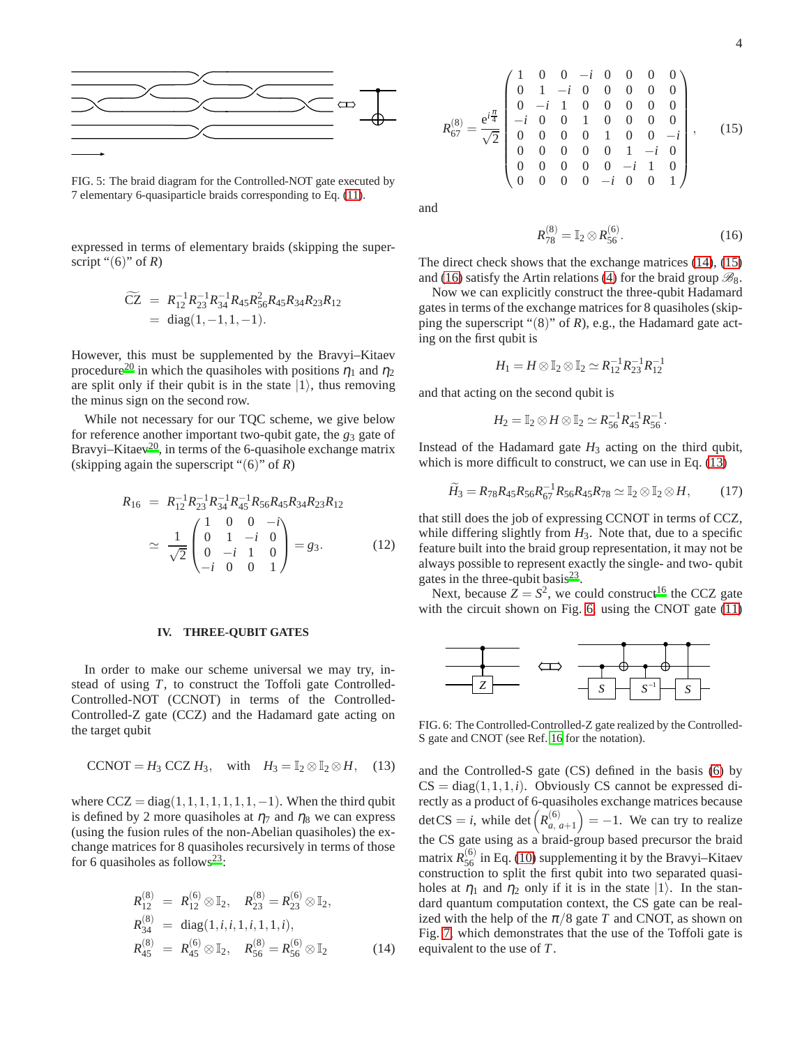FIG. 5: The braid diagram for the Controlled-NOT gate executed by 7 elementary 6-quasiparticle braids corresponding to Eq. (11).

expressed in terms of elementary braids (skipping the superscript "(6)" of $R$)

$$
\begin{aligned}
\widetilde{\mathrm{CZ}} &= R_{12}^{-1}R_{23}^{-1}R_{34}^{-1}R_{45}R_{56}^{2}R_{45}R_{34}R_{23}R_{12} \\
&= \mathrm{diag}(1,-1,1,-1).
\end{aligned}
$$

However, this must be supplemented by the Bravyi–Kitaev procedure[20] in which the quasiholes with positions $\eta_1$ and $\eta_2$ are split only if their qubit is in the state $|1\rangle$, thus removing the minus sign on the second row.

While not necessary for our TQC scheme, we give below for reference another important two-qubit gate, the $g_3$ gate of Bravyi–Kitaev[20], in terms of the 6-quasihole exchange matrix (skipping again the superscript "(6)" of $R$)

$$
\begin{aligned}
R_{16} &= R_{12}^{-1}R_{23}^{-1}R_{34}^{-1}R_{45}^{-1}R_{56}R_{45}R_{34}R_{23}R_{12} \\
&\simeq \frac{1}{\sqrt{2}}\begin{pmatrix} 1 & 0 & 0 & -i \\ 0 & 1 & -i & 0 \\ 0 & -i & 1 & 0 \\ -i & 0 & 0 & 1 \end{pmatrix} = g_3. \qquad (12)
\end{aligned}
$$

## IV. THREE-QUBIT GATES

In order to make our scheme universal we may try, instead of using $T$, to construct the Toffoli gate Controlled-Controlled-NOT (CCNOT) in terms of the Controlled-Controlled-Z gate (CCZ) and the Hadamard gate acting on the target qubit

$$
\mathrm{CCNOT} = H_3\ \mathrm{CCZ}\ H_3, \quad \text{with} \quad H_3 = \mathbb{I}_2 \otimes \mathbb{I}_2 \otimes H, \qquad (13)
$$

where $\mathrm{CCZ} = \mathrm{diag}(1,1,1,1,1,1,1,-1)$. When the third qubit is defined by 2 more quasiholes at $\eta_7$ and $\eta_8$ we can express (using the fusion rules of the non-Abelian quasiholes) the exchange matrices for 8 quasiholes recursively in terms of those for 6 quasiholes as follows[23]:

$$
\begin{aligned}
R_{12}^{(8)} &= R_{12}^{(6)} \otimes \mathbb{I}_2, \quad R_{23}^{(8)} = R_{23}^{(6)} \otimes \mathbb{I}_2, \\
R_{34}^{(8)} &= \mathrm{diag}(1,i,i,1,i,1,1,i), \\
R_{45}^{(8)} &= R_{45}^{(6)} \otimes \mathbb{I}_2, \quad R_{56}^{(8)} = R_{56}^{(6)} \otimes \mathbb{I}_2 \qquad (14)
\end{aligned}
$$

$$
R_{67}^{(8)} = \frac{\mathrm{e}^{i\frac{\pi}{4}}}{\sqrt{2}} \begin{pmatrix}
1 & 0 & 0 & -i & 0 & 0 & 0 & 0 \\
0 & 1 & -i & 0 & 0 & 0 & 0 & 0 \\
0 & -i & 1 & 0 & 0 & 0 & 0 & 0 \\
-i & 0 & 0 & 1 & 0 & 0 & 0 & 0 \\
0 & 0 & 0 & 0 & 1 & 0 & 0 & -i \\
0 & 0 & 0 & 0 & 0 & 1 & -i & 0 \\
0 & 0 & 0 & 0 & 0 & -i & 1 & 0 \\
0 & 0 & 0 & 0 & -i & 0 & 0 & 1
\end{pmatrix}, \qquad (15)
$$

and

$$
R_{78}^{(8)} = \mathbb{I}_2 \otimes R_{56}^{(6)}. \qquad (16)
$$

The direct check shows that the exchange matrices (14), (15) and (16) satisfy the Artin relations (4) for the braid group $\mathscr{B}_8$.

Now we can explicitly construct the three-qubit Hadamard gates in terms of the exchange matrices for 8 quasiholes (skipping the superscript "(8)" of $R$), e.g., the Hadamard gate acting on the first qubit is

$$
H_1 = H \otimes \mathbb{I}_2 \otimes \mathbb{I}_2 \simeq R_{12}^{-1}R_{23}^{-1}R_{12}^{-1}
$$

and that acting on the second qubit is

$$
H_2 = \mathbb{I}_2 \otimes H \otimes \mathbb{I}_2 \simeq R_{56}^{-1}R_{45}^{-1}R_{56}^{-1}.
$$

Instead of the Hadamard gate $H_3$ acting on the third qubit, which is more difficult to construct, we can use in Eq. (13)

$$
\widetilde{H}_3 = R_{78}R_{45}R_{56}R_{67}^{-1}R_{56}R_{45}R_{78} \simeq \mathbb{I}_2 \otimes \mathbb{I}_2 \otimes H, \qquad (17)
$$

that still does the job of expressing CCNOT in terms of CCZ, while differing slightly from $H_3$. Note that, due to a specific feature built into the braid group representation, it may not be always possible to represent exactly the single- and two- qubit gates in the three-qubit basis[23].

Next, because $Z = S^2$, we could construct[16] the CCZ gate with the circuit shown on Fig. 6, using the CNOT gate (11)

FIG. 6: The Controlled-Controlled-Z gate realized by the Controlled-S gate and CNOT (see Ref. 16 for the notation).

and the Controlled-S gate (CS) defined in the basis (6) by $\mathrm{CS} = \mathrm{diag}(1,1,1,i)$. Obviously CS cannot be expressed directly as a product of 6-quasiholes exchange matrices because $\det \mathrm{CS} = i$, while $\det\left(R_{a,\, a+1}^{(6)}\right) = -1$. We can try to realize the CS gate using as a braid-group based precursor the braid matrix $R_{56}^{(6)}$ in Eq. (10) supplementing it by the Bravyi–Kitaev construction to split the first qubit into two separated quasiholes at $\eta_1$ and $\eta_2$ only if it is in the state $|1\rangle$. In the standard quantum computation context, the CS gate can be realized with the help of the $\pi/8$ gate $T$ and CNOT, as shown on Fig. 7, which demonstrates that the use of the Toffoli gate is equivalent to the use of $T$.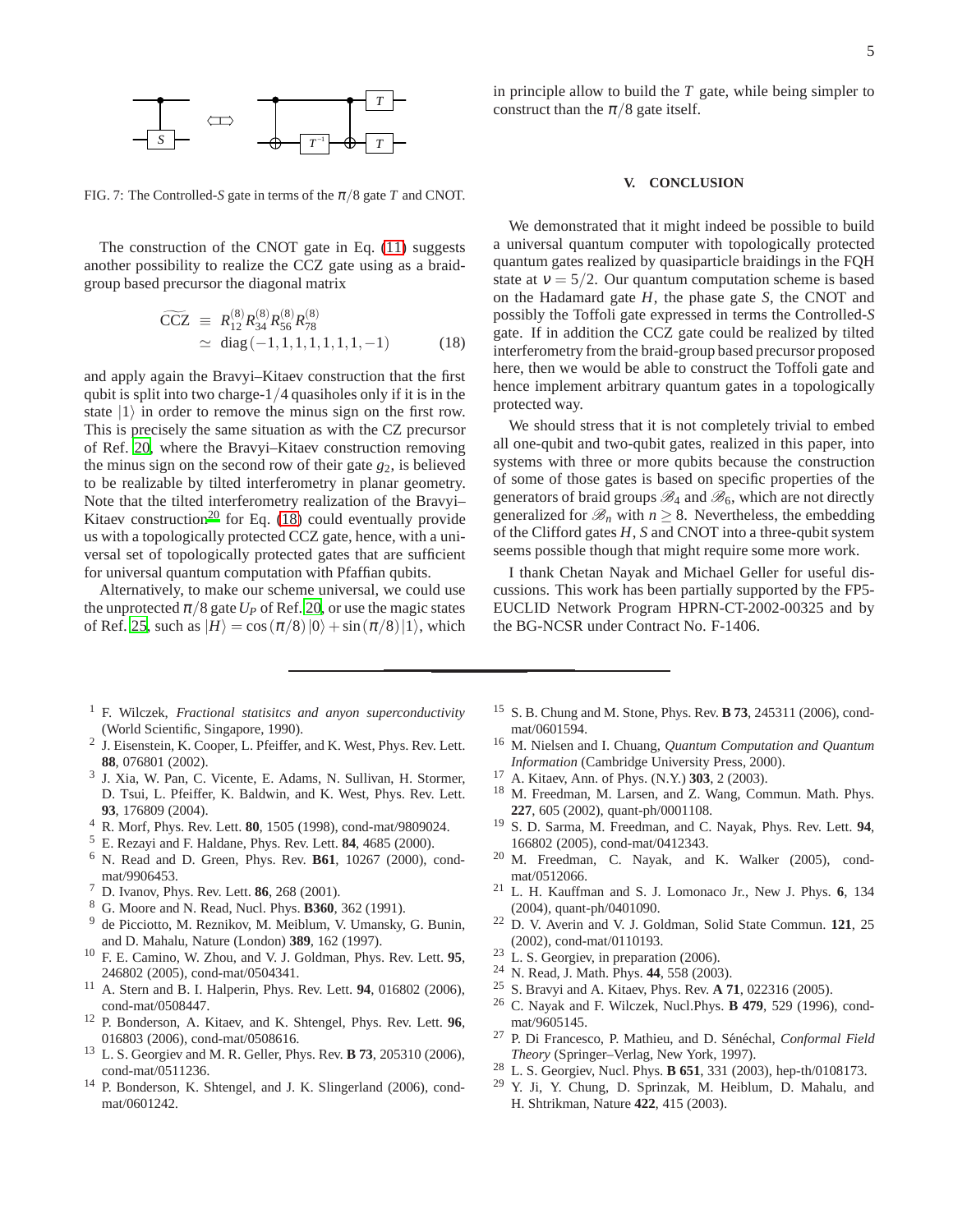FIG. 7: The Controlled-$S$ gate in terms of the $\pi/8$ gate $T$ and CNOT.

The construction of the CNOT gate in Eq. (11) suggests another possibility to realize the CCZ gate using as a braid-group based precursor the diagonal matrix

$$\widetilde{\mathrm{CCZ}} \equiv R^{(8)}_{12} R^{(8)}_{34} R^{(8)}_{56} R^{(8)}_{78} \simeq \mathrm{diag}\,(-1,1,1,1,1,1,1,-1) \qquad (18)$$

and apply again the Bravyi–Kitaev construction that the first qubit is split into two charge-$1/4$ quasiholes only if it is in the state $|1\rangle$ in order to remove the minus sign on the first row. This is precisely the same situation as with the CZ precursor of Ref. 20, where the Bravyi–Kitaev construction removing the minus sign on the second row of their gate $g_2$, is believed to be realizable by tilted interferometry in planar geometry. Note that the tilted interferometry realization of the Bravyi–Kitaev construction[20] for Eq. (18) could eventually provide us with a topologically protected CCZ gate, hence, with a universal set of topologically protected gates that are sufficient for universal quantum computation with Pfaffian qubits.

Alternatively, to make our scheme universal, we could use the unprotected $\pi/8$ gate $U_P$ of Ref. 20, or use the magic states of Ref. 25, such as $|H\rangle = \cos(\pi/8)\,|0\rangle + \sin(\pi/8)\,|1\rangle$, which in principle allow to build the $T$ gate, while being simpler to construct than the $\pi/8$ gate itself.

## V. CONCLUSION

We demonstrated that it might indeed be possible to build a universal quantum computer with topologically protected quantum gates realized by quasiparticle braidings in the FQH state at $\nu = 5/2$. Our quantum computation scheme is based on the Hadamard gate $H$, the phase gate $S$, the CNOT and possibly the Toffoli gate expressed in terms of the Controlled-$S$ gate. If in addition the CCZ gate could be realized by tilted interferometry from the braid-group based precursor proposed here, then we would be able to construct the Toffoli gate and hence implement arbitrary quantum gates in a topologically protected way.

We should stress that it is not completely trivial to embed all one-qubit and two-qubit gates, realized in this paper, into systems with three or more qubits because the construction of some of those gates is based on specific properties of the generators of braid groups $\mathscr{B}_4$ and $\mathscr{B}_6$, which are not directly generalized for $\mathscr{B}_n$ with $n \geq 8$. Nevertheless, the embedding of the Clifford gates $H$, $S$ and CNOT into a three-qubit system seems possible though that might require some more work.

I thank Chetan Nayak and Michael Geller for useful discussions. This work has been partially supported by the FP5-EUCLID Network Program HPRN-CT-2002-00325 and by the BG-NCSR under Contract No. F-1406.

---

1. F. Wilczek, *Fractional statisitcs and anyon superconductivity* (World Scientific, Singapore, 1990).
2. J. Eisenstein, K. Cooper, L. Pfeiffer, and K. West, Phys. Rev. Lett. **88**, 076801 (2002).
3. J. Xia, W. Pan, C. Vicente, E. Adams, N. Sullivan, H. Stormer, D. Tsui, L. Pfeiffer, K. Baldwin, and K. West, Phys. Rev. Lett. **93**, 176809 (2004).
4. R. Morf, Phys. Rev. Lett. **80**, 1505 (1998), cond-mat/9809024.
5. E. Rezayi and F. Haldane, Phys. Rev. Lett. **84**, 4685 (2000).
6. N. Read and D. Green, Phys. Rev. **B61**, 10267 (2000), cond-mat/9906453.
7. D. Ivanov, Phys. Rev. Lett. **86**, 268 (2001).
8. G. Moore and N. Read, Nucl. Phys. **B360**, 362 (1991).
9. de Picciotto, M. Reznikov, M. Meiblum, V. Umansky, G. Bunin, and D. Mahalu, Nature (London) **389**, 162 (1997).
10. F. E. Camino, W. Zhou, and V. J. Goldman, Phys. Rev. Lett. **95**, 246802 (2005), cond-mat/0504341.
11. A. Stern and B. I. Halperin, Phys. Rev. Lett. **94**, 016802 (2006), cond-mat/0508447.
12. P. Bonderson, A. Kitaev, and K. Shtengel, Phys. Rev. Lett. **96**, 016803 (2006), cond-mat/0508616.
13. L. S. Georgiev and M. R. Geller, Phys. Rev. **B 73**, 205310 (2006), cond-mat/0511236.
14. P. Bonderson, K. Shtengel, and J. K. Slingerland (2006), cond-mat/0601242.
15. S. B. Chung and M. Stone, Phys. Rev. **B 73**, 245311 (2006), cond-mat/0601594.
16. M. Nielsen and I. Chuang, *Quantum Computation and Quantum Information* (Cambridge University Press, 2000).
17. A. Kitaev, Ann. of Phys. (N.Y.) **303**, 2 (2003).
18. M. Freedman, M. Larsen, and Z. Wang, Commun. Math. Phys. **227**, 605 (2002), quant-ph/0001108.
19. S. D. Sarma, M. Freedman, and C. Nayak, Phys. Rev. Lett. **94**, 166802 (2005), cond-mat/0412343.
20. M. Freedman, C. Nayak, and K. Walker (2005), cond-mat/0512066.
21. L. H. Kauffman and S. J. Lomonaco Jr., New J. Phys. **6**, 134 (2004), quant-ph/0401090.
22. D. V. Averin and V. J. Goldman, Solid State Commun. **121**, 25 (2002), cond-mat/0110193.
23. L. S. Georgiev, in preparation (2006).
24. N. Read, J. Math. Phys. **44**, 558 (2003).
25. S. Bravyi and A. Kitaev, Phys. Rev. **A 71**, 022316 (2005).
26. C. Nayak and F. Wilczek, Nucl.Phys. **B 479**, 529 (1996), cond-mat/9605145.
27. P. Di Francesco, P. Mathieu, and D. Sénéchal, *Conformal Field Theory* (Springer–Verlag, New York, 1997).
28. L. S. Georgiev, Nucl. Phys. **B 651**, 331 (2003), hep-th/0108173.
29. Y. Ji, Y. Chung, D. Sprinzak, M. Heiblum, D. Mahalu, and H. Shtrikman, Nature **422**, 415 (2003).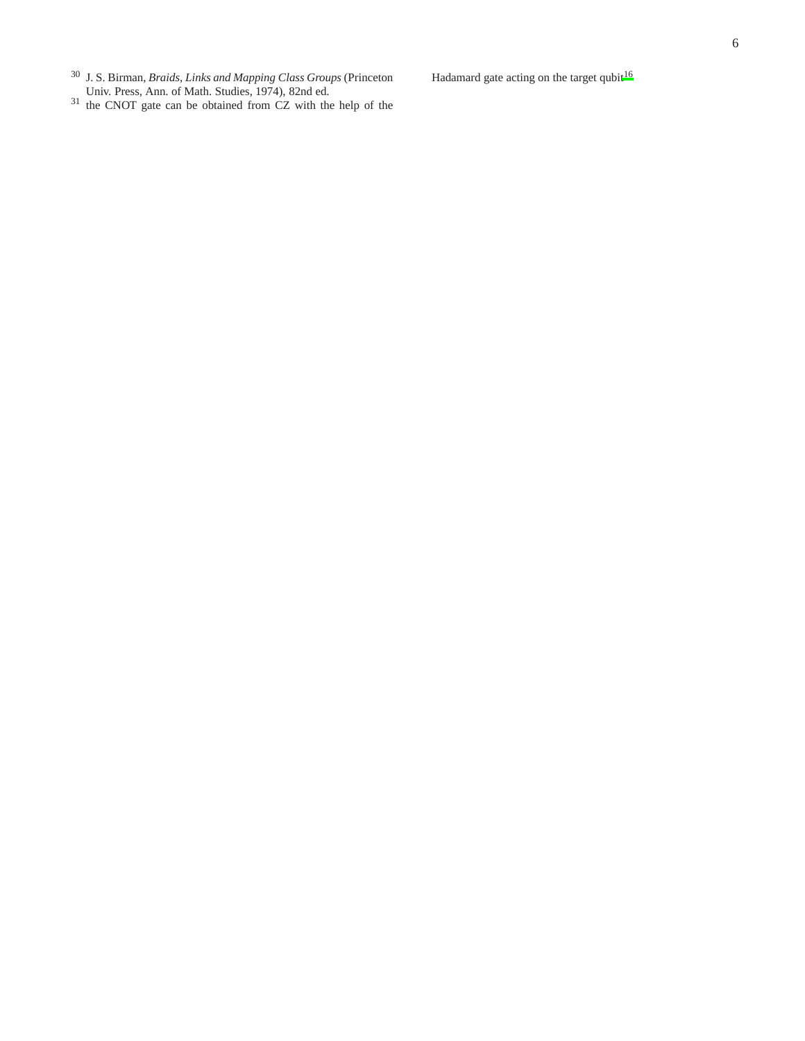[30] J. S. Birman, *Braids, Links and Mapping Class Groups* (Princeton Univ. Press, Ann. of Math. Studies, 1974), 82nd ed.

[31] the CNOT gate can be obtained from CZ with the help of the Hadamard gate acting on the target qubit[16]